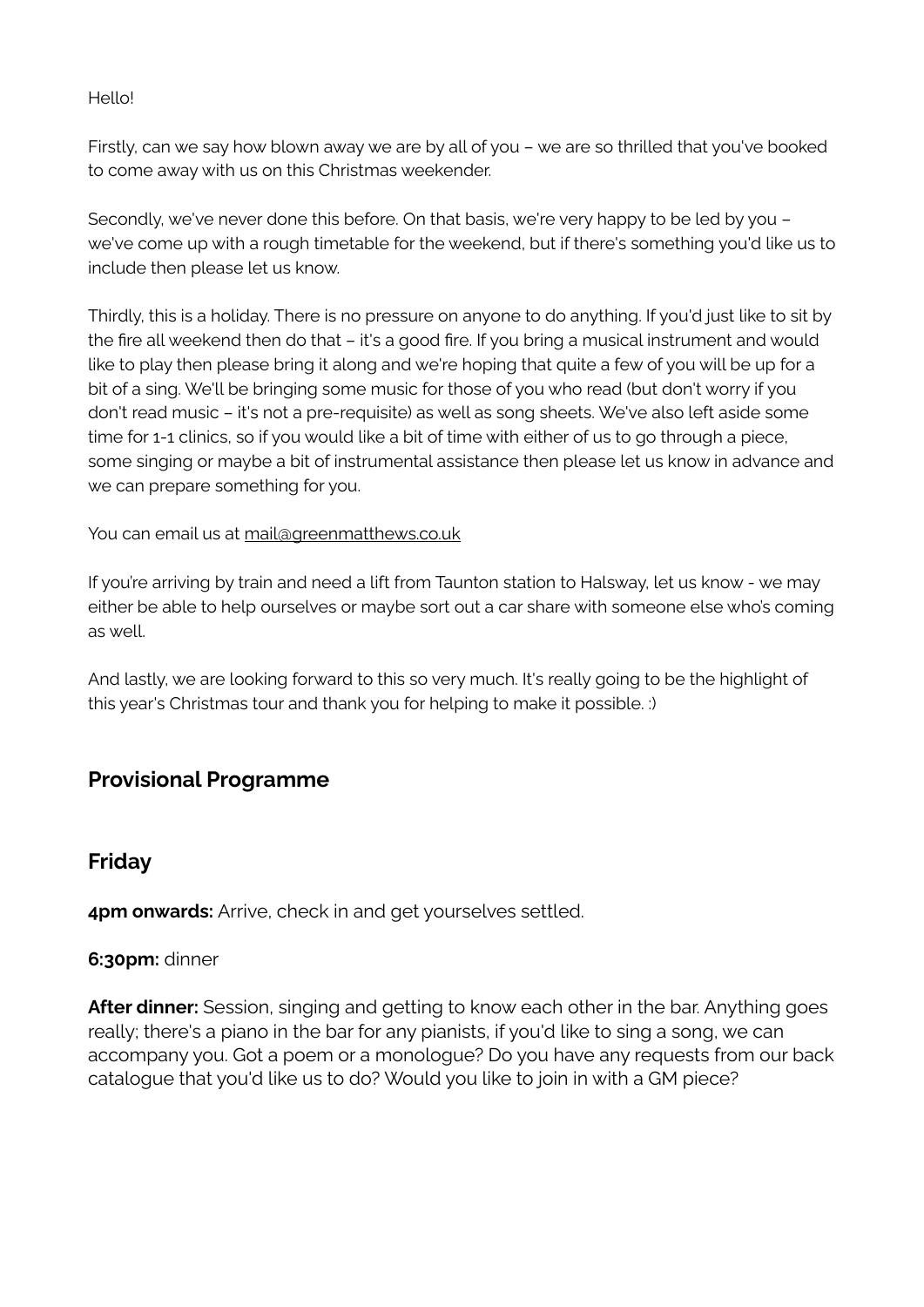Hello!

Firstly, can we say how blown away we are by all of you – we are so thrilled that you've booked to come away with us on this Christmas weekender.

Secondly, we've never done this before. On that basis, we're very happy to be led by you – we've come up with a rough timetable for the weekend, but if there's something you'd like us to include then please let us know.

Thirdly, this is a holiday. There is no pressure on anyone to do anything. If you'd just like to sit by the fire all weekend then do that – it's a good fire. If you bring a musical instrument and would like to play then please bring it along and we're hoping that quite a few of you will be up for a bit of a sing. We'll be bringing some music for those of you who read (but don't worry if you don't read music – it's not a pre-requisite) as well as song sheets. We've also left aside some time for 1-1 clinics, so if you would like a bit of time with either of us to go through a piece, some singing or maybe a bit of instrumental assistance then please let us know in advance and we can prepare something for you.

You can email us at mail@greenmatthews.co.uk

If you're arriving by train and need a lift from Taunton station to Halsway, let us know - we may either be able to help ourselves or maybe sort out a car share with someone else who's coming as well.

And lastly, we are looking forward to this so very much. It's really going to be the highlight of this year's Christmas tour and thank you for helping to make it possible. :)

## Provisional Programme

## Friday

**4pm onwards:** Arrive, check in and get yourselves settled.

**6:30pm:** dinner

**After dinner:** Session, singing and getting to know each other in the bar. Anything goes really; there's a piano in the bar for any pianists, if you'd like to sing a song, we can accompany you. Got a poem or a monologue? Do you have any requests from our back catalogue that you'd like us to do? Would you like to join in with a GM piece?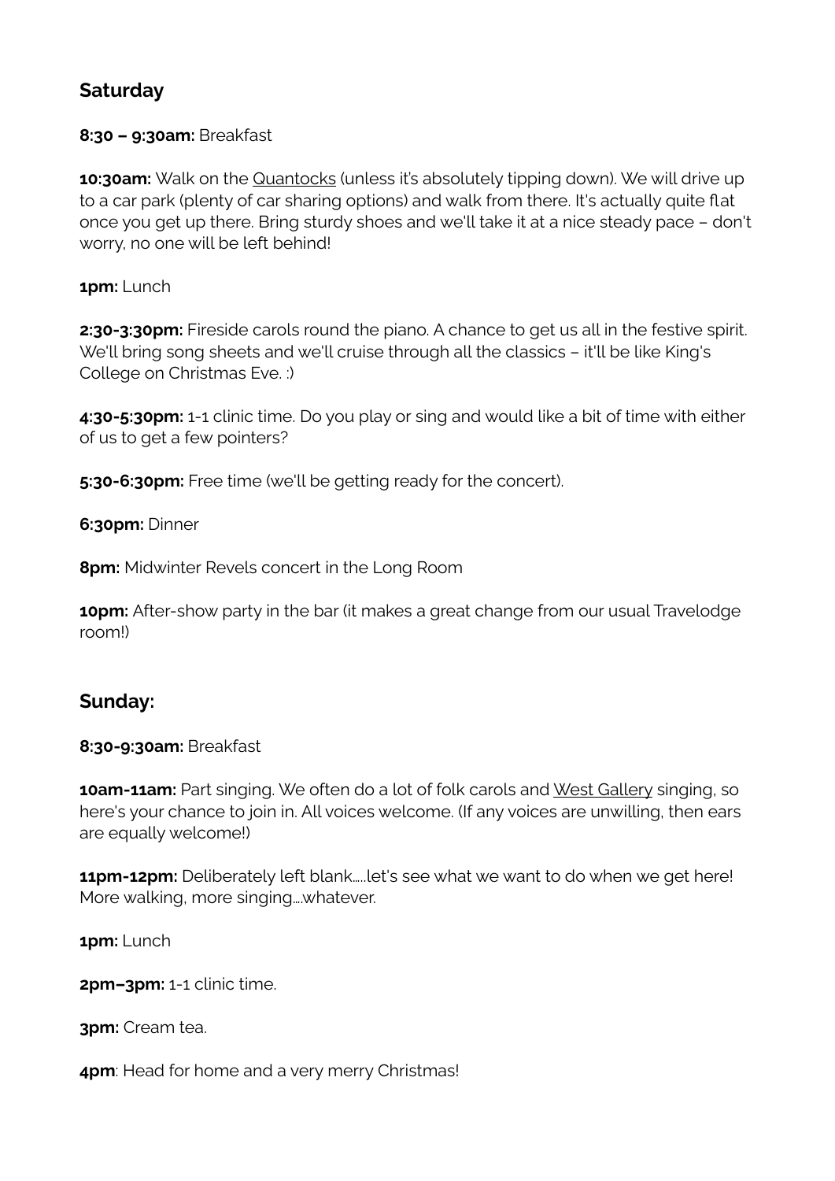## Saturday

**8:30 – 9:30am:** Breakfast

**10:30am:** Walk on the Quantocks (unless it's absolutely tipping down). We will drive up to a car park (plenty of car sharing options) and walk from there. It's actually quite flat once you get up there. Bring sturdy shoes and we'll take it at a nice steady pace – don't worry, no one will be left behind!

**1pm:** Lunch

**2:30-3:30pm:** Fireside carols round the piano. A chance to get us all in the festive spirit. We'll bring song sheets and we'll cruise through all the classics – it'll be like King's College on Christmas Eve. :)

**4:30-5:30pm:** 1-1 clinic time. Do you play or sing and would like a bit of time with either of us to get a few pointers?

**5:30-6:30pm:** Free time (we'll be getting ready for the concert).

**6:30pm:** Dinner

**8pm:** Midwinter Revels concert in the Long Room

**10pm:** After-show party in the bar (it makes a great change from our usual Travelodge room!)

## Sunday:

**8:30-9:30am:** Breakfast

**10am-11am:** Part singing. We often do a lot of folk carols and West Gallery singing, so here's your chance to join in. All voices welcome. (If any voices are unwilling, then ears are equally welcome!)

**11pm-12pm:** Deliberately left blank.....let's see what we want to do when we get here! More walking, more singing....whatever.

**1pm:** Lunch

**2pm–3pm:** 1-1 clinic time.

**3pm:** Cream tea.

**4pm**: Head for home and a very merry Christmas!